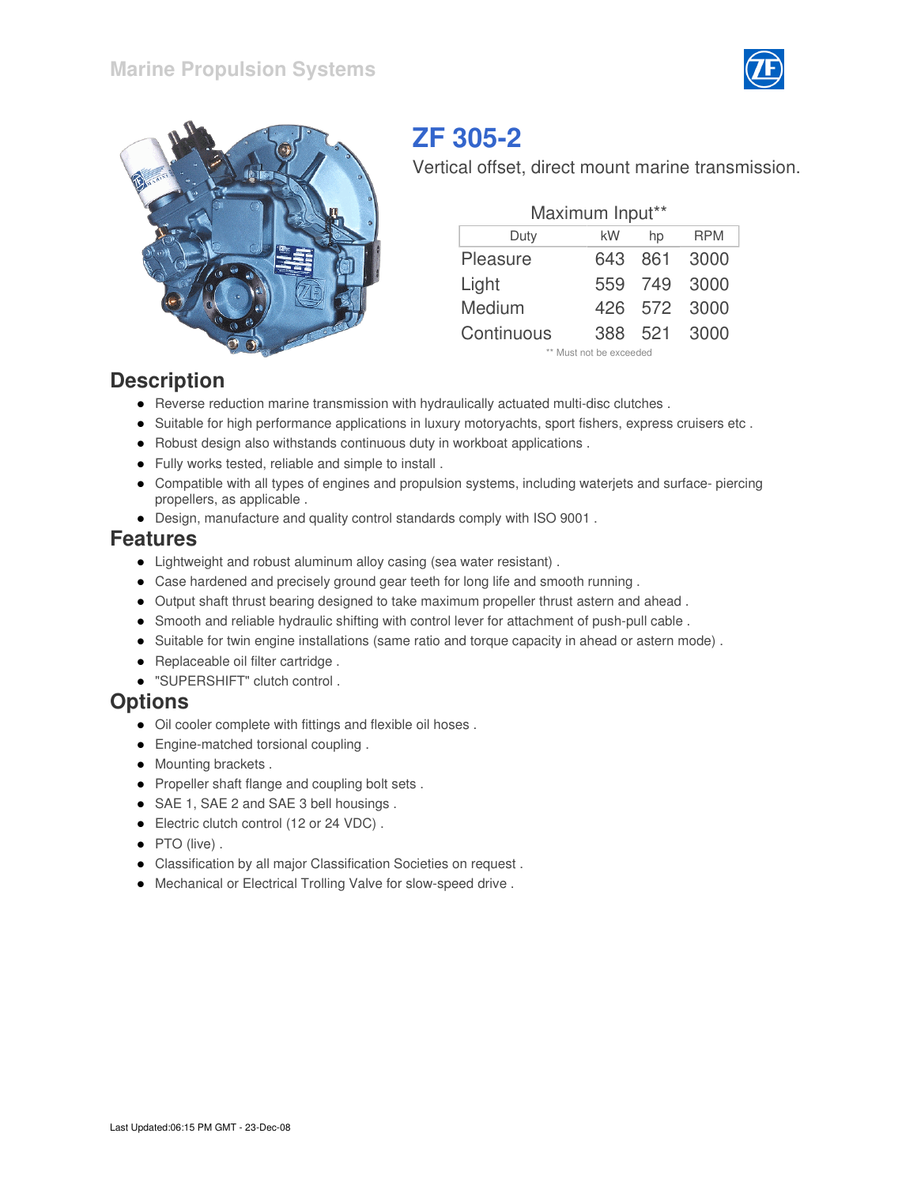Marine Propulsion Systems

# ZF 305-2

Vertical offset, direct mount marine transmission.

Maximum Input**

| Duty | kW | hp | RPM |
|---|---|---|---|
| Pleasure | 643 | 861 | 3000 |
| Light | 559 | 749 | 3000 |
| Medium | 426 | 572 | 3000 |
| Continuous | 388 | 521 | 3000 |

** Must not be exceeded

## Description

- Reverse reduction marine transmission with hydraulically actuated multi-disc clutches .
- Suitable for high performance applications in luxury motoryachts, sport fishers, express cruisers etc .
- Robust design also withstands continuous duty in workboat applications .
- Fully works tested, reliable and simple to install .
- Compatible with all types of engines and propulsion systems, including waterjets and surface- piercing propellers, as applicable .
- Design, manufacture and quality control standards comply with ISO 9001 .

## Features

- Lightweight and robust aluminum alloy casing (sea water resistant) .
- Case hardened and precisely ground gear teeth for long life and smooth running .
- Output shaft thrust bearing designed to take maximum propeller thrust astern and ahead .
- Smooth and reliable hydraulic shifting with control lever for attachment of push-pull cable .
- Suitable for twin engine installations (same ratio and torque capacity in ahead or astern mode) .
- Replaceable oil filter cartridge .
- "SUPERSHIFT" clutch control .

## Options

- Oil cooler complete with fittings and flexible oil hoses .
- Engine-matched torsional coupling .
- Mounting brackets .
- Propeller shaft flange and coupling bolt sets .
- SAE 1, SAE 2 and SAE 3 bell housings .
- Electric clutch control (12 or 24 VDC) .
- PTO (live) .
- Classification by all major Classification Societies on request .
- Mechanical or Electrical Trolling Valve for slow-speed drive .

Last Updated:06:15 PM GMT - 23-Dec-08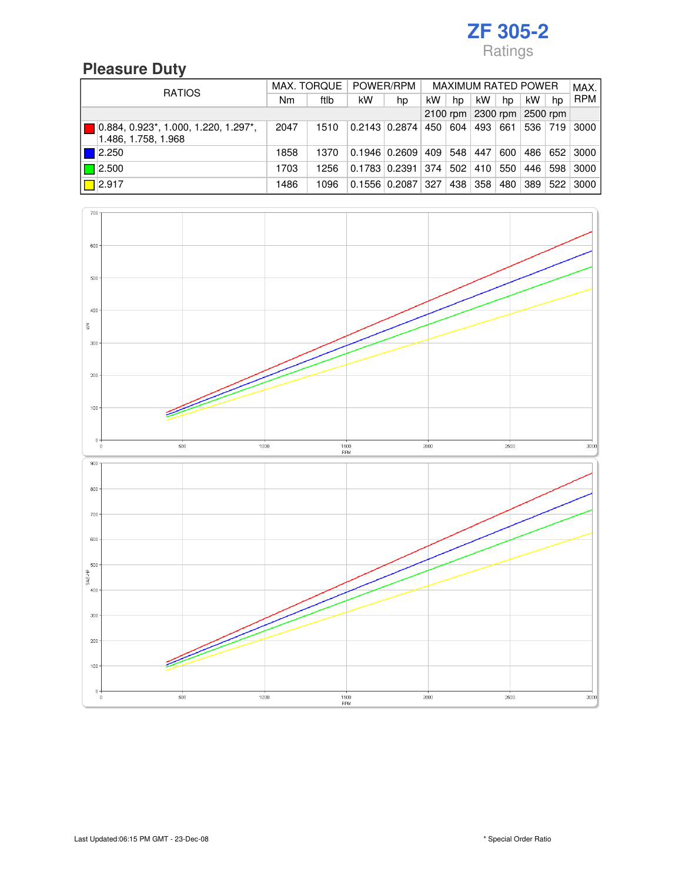# ZF 305-2

Ratings

## Pleasure Duty

| RATIOS | MAX. TORQUE | | POWER/RPM | | MAXIMUM RATED POWER | | | | | | MAX. RPM |
|---|---|---|---|---|---|---|---|---|---|---|---|
| | Nm | ftlb | kW | hp | kW | hp | kW | hp | kW | hp | |
| | | | | | 2100 rpm | | 2300 rpm | | 2500 rpm | | |
| 0.884, 0.923*, 1.000, 1.220, 1.297*, 1.486, 1.758, 1.968 | 2047 | 1510 | 0.2143 | 0.2874 | 450 | 604 | 493 | 661 | 536 | 719 | 3000 |
| 2.250 | 1858 | 1370 | 0.1946 | 0.2609 | 409 | 548 | 447 | 600 | 486 | 652 | 3000 |
| 2.500 | 1703 | 1256 | 0.1783 | 0.2391 | 374 | 502 | 410 | 550 | 446 | 598 | 3000 |
| 2.917 | 1486 | 1096 | 0.1556 | 0.2087 | 327 | 438 | 358 | 480 | 389 | 522 | 3000 |

Last Updated:06:15 PM GMT - 23-Dec-08

* Special Order Ratio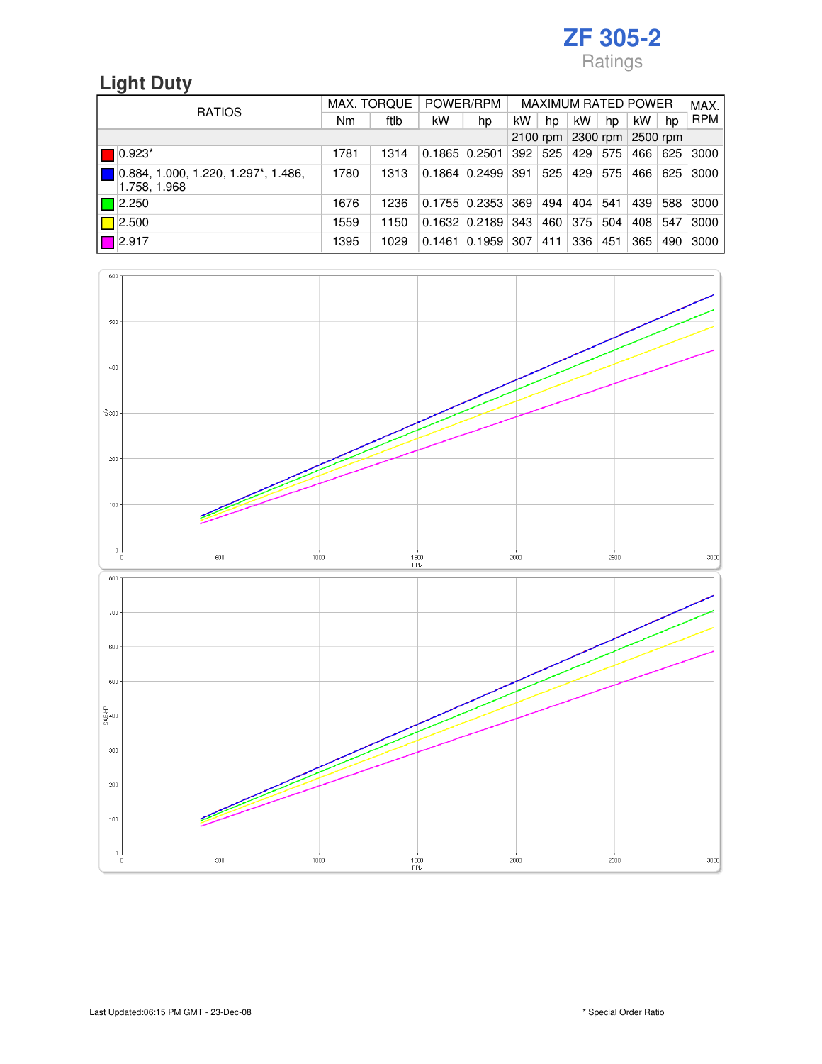# ZF 305-2

Ratings

## Light Duty

| RATIOS | MAX. TORQUE | | POWER/RPM | | MAXIMUM RATED POWER | | | | | | MAX. RPM |
|---|---|---|---|---|---|---|---|---|---|---|---|
| | Nm | ftlb | kW | hp | kW | hp | kW | hp | kW | hp | |
| | | | | | 2100 rpm | | 2300 rpm | | 2500 rpm | | |
| 0.923* | 1781 | 1314 | 0.1865 | 0.2501 | 392 | 525 | 429 | 575 | 466 | 625 | 3000 |
| 0.884, 1.000, 1.220, 1.297*, 1.486, 1.758, 1.968 | 1780 | 1313 | 0.1864 | 0.2499 | 391 | 525 | 429 | 575 | 466 | 625 | 3000 |
| 2.250 | 1676 | 1236 | 0.1755 | 0.2353 | 369 | 494 | 404 | 541 | 439 | 588 | 3000 |
| 2.500 | 1559 | 1150 | 0.1632 | 0.2189 | 343 | 460 | 375 | 504 | 408 | 547 | 3000 |
| 2.917 | 1395 | 1029 | 0.1461 | 0.1959 | 307 | 411 | 336 | 451 | 365 | 490 | 3000 |

Last Updated:06:15 PM GMT - 23-Dec-08

* Special Order Ratio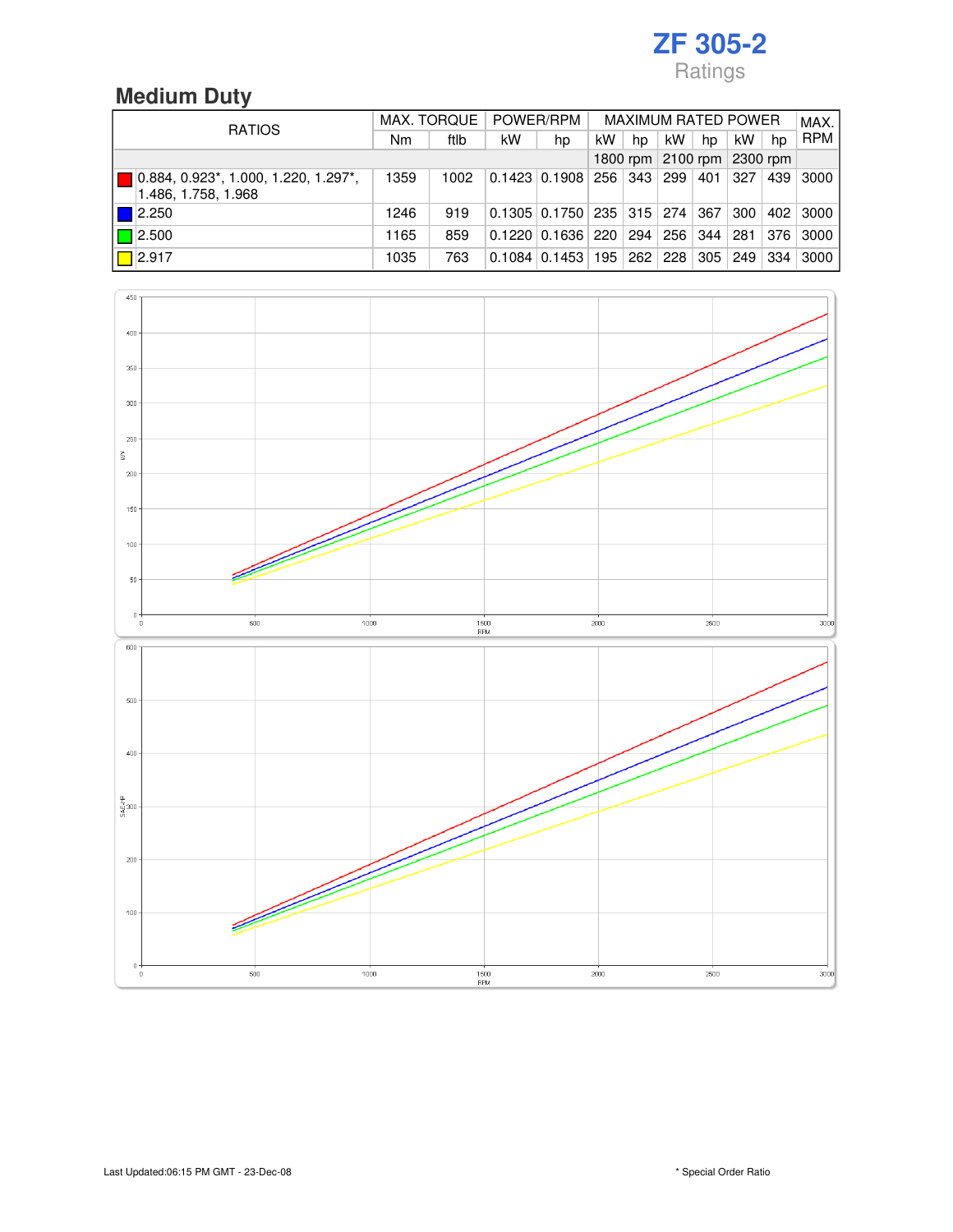# ZF 305-2

Ratings

## Medium Duty

| RATIOS | MAX. TORQUE | | POWER/RPM | | MAXIMUM RATED POWER | | | | | | MAX. RPM |
|---|---|---|---|---|---|---|---|---|---|---|---|
| | Nm | ftlb | kW | hp | kW | hp | kW | hp | kW | hp | |
| | | | | | 1800 rpm | | 2100 rpm | | 2300 rpm | | |
| 0.884, 0.923*, 1.000, 1.220, 1.297*, 1.486, 1.758, 1.968 | 1359 | 1002 | 0.1423 | 0.1908 | 256 | 343 | 299 | 401 | 327 | 439 | 3000 |
| 2.250 | 1246 | 919 | 0.1305 | 0.1750 | 235 | 315 | 274 | 367 | 300 | 402 | 3000 |
| 2.500 | 1165 | 859 | 0.1220 | 0.1636 | 220 | 294 | 256 | 344 | 281 | 376 | 3000 |
| 2.917 | 1035 | 763 | 0.1084 | 0.1453 | 195 | 262 | 228 | 305 | 249 | 334 | 3000 |

Last Updated:06:15 PM GMT - 23-Dec-08

* Special Order Ratio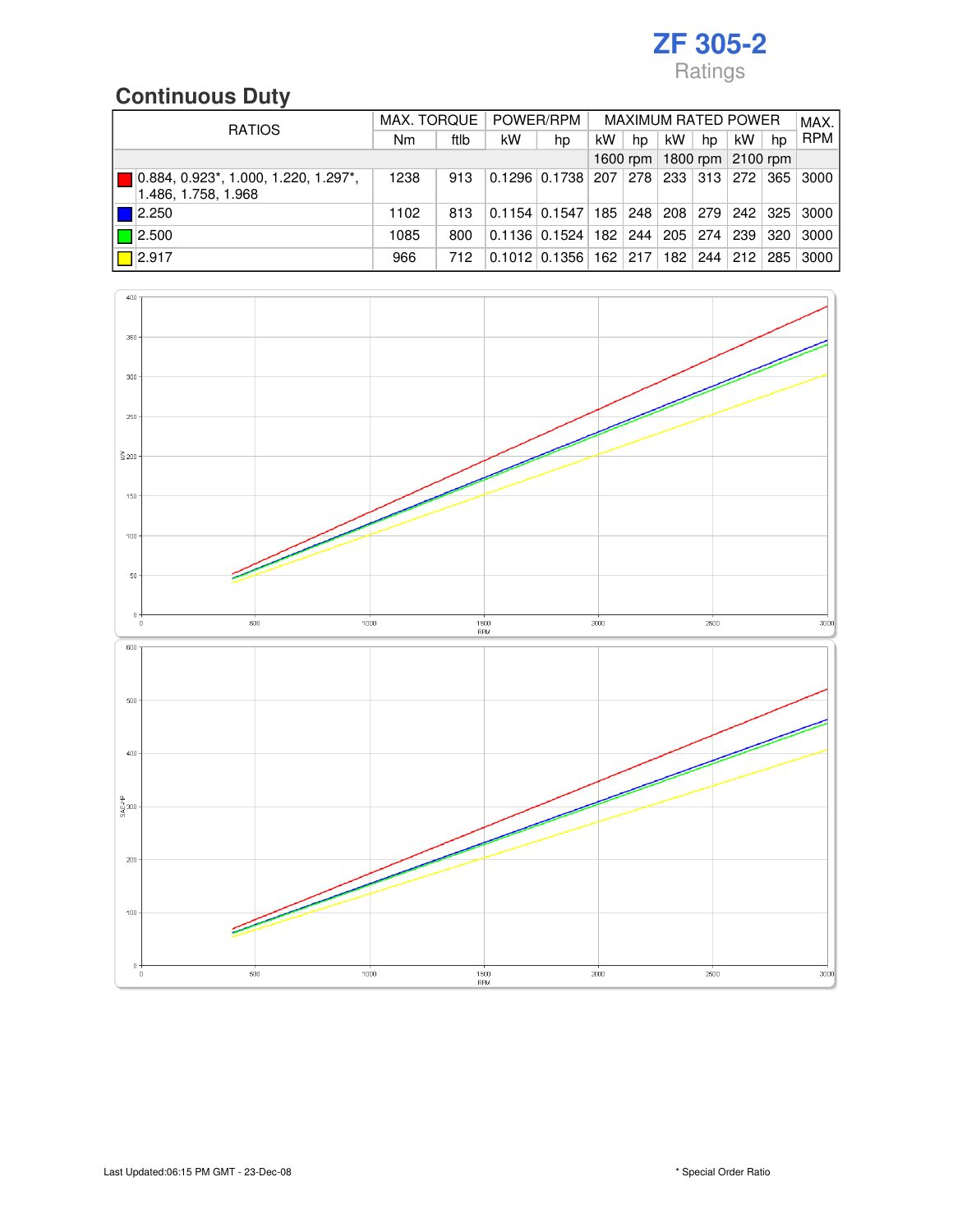# ZF 305-2

Ratings

## Continuous Duty

| RATIOS | MAX. TORQUE | | POWER/RPM | | MAXIMUM RATED POWER | | | | | | MAX. RPM |
|---|---|---|---|---|---|---|---|---|---|---|---|
| | Nm | ftlb | kW | hp | kW | hp | kW | hp | kW | hp | |
| | | | | | 1600 rpm | | 1800 rpm | | 2100 rpm | | |
| 0.884, 0.923*, 1.000, 1.220, 1.297*, 1.486, 1.758, 1.968 | 1238 | 913 | 0.1296 | 0.1738 | 207 | 278 | 233 | 313 | 272 | 365 | 3000 |
| 2.250 | 1102 | 813 | 0.1154 | 0.1547 | 185 | 248 | 208 | 279 | 242 | 325 | 3000 |
| 2.500 | 1085 | 800 | 0.1136 | 0.1524 | 182 | 244 | 205 | 274 | 239 | 320 | 3000 |
| 2.917 | 966 | 712 | 0.1012 | 0.1356 | 162 | 217 | 182 | 244 | 212 | 285 | 3000 |

Last Updated:06:15 PM GMT - 23-Dec-08

* Special Order Ratio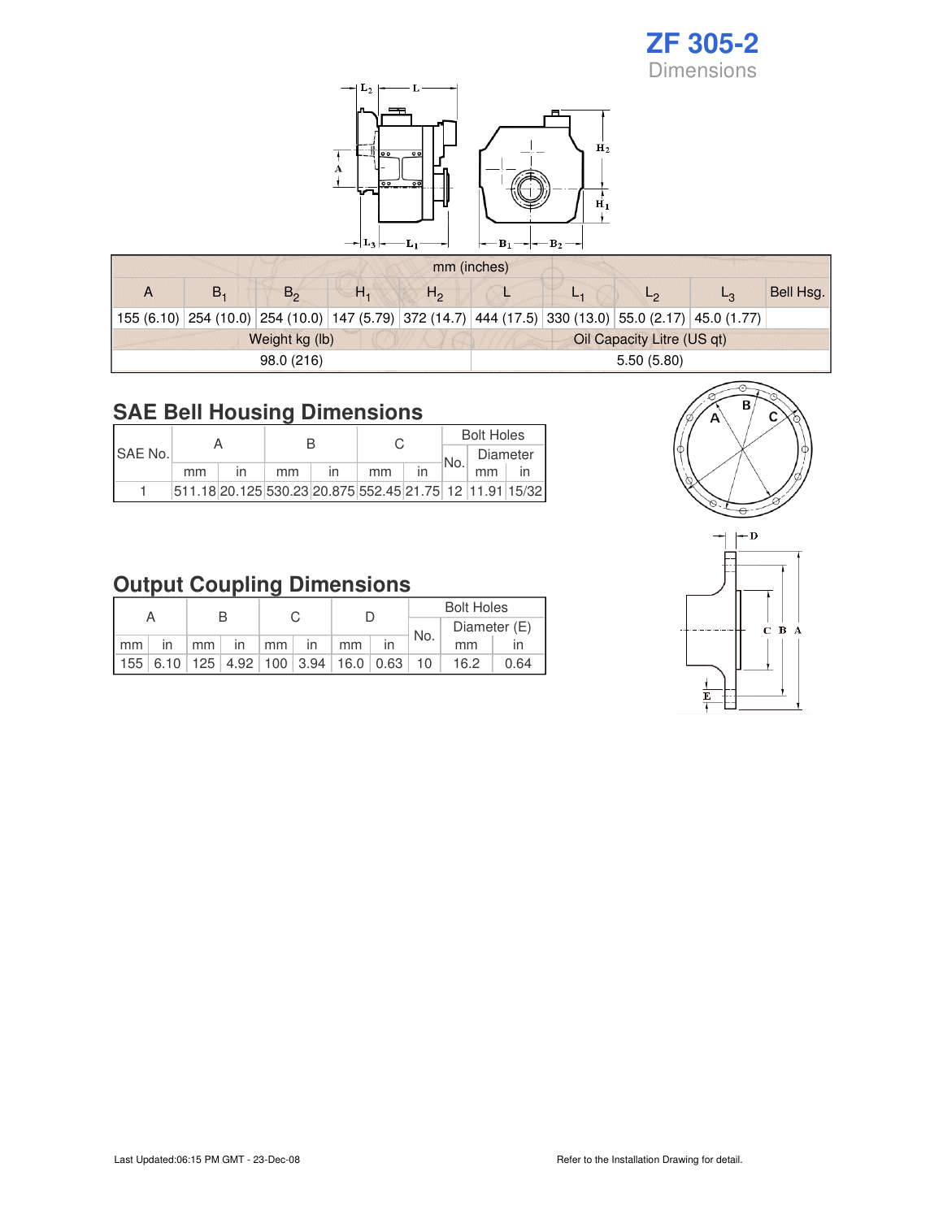# ZF 305-2

## Dimensions

| mm (inches) | | | | | | | | | |
|---|---|---|---|---|---|---|---|---|---|
| A | $B_1$ | $B_2$ | $H_1$ | $H_2$ | L | $L_1$ | $L_2$ | $L_3$ | Bell Hsg. |
| 155 (6.10) | 254 (10.0) | 254 (10.0) | 147 (5.79) | 372 (14.7) | 444 (17.5) | 330 (13.0) | 55.0 (2.17) | 45.0 (1.77) | |

| Weight kg (lb) | Oil Capacity Litre (US qt) |
|---|---|
| 98.0 (216) | 5.50 (5.80) |

## SAE Bell Housing Dimensions

| SAE No. | A | | B | | C | | Bolt Holes | | |
|---|---|---|---|---|---|---|---|---|---|
| | | | | | | | No. | Diameter | |
| | mm | in | mm | in | mm | in | | mm | in |
| 1 | 511.18 | 20.125 | 530.23 | 20.875 | 552.45 | 21.75 | 12 | 11.91 | 15/32 |

## Output Coupling Dimensions

| A | | B | | C | | D | | Bolt Holes | | |
|---|---|---|---|---|---|---|---|---|---|---|
| | | | | | | | | No. | Diameter (E) | |
| mm | in | mm | in | mm | in | mm | in | | mm | in |
| 155 | 6.10 | 125 | 4.92 | 100 | 3.94 | 16.0 | 0.63 | 10 | 16.2 | 0.64 |

Last Updated:06:15 PM GMT - 23-Dec-08

Refer to the Installation Drawing for detail.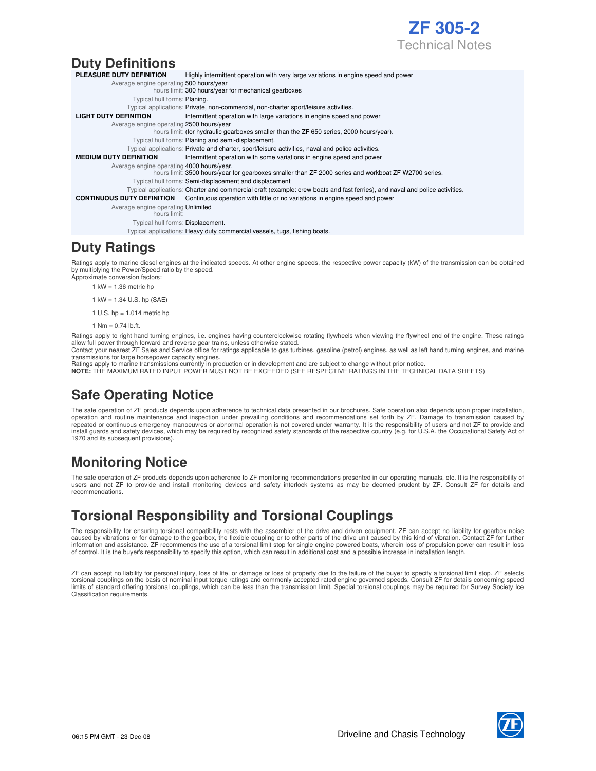# ZF 305-2

Technical Notes

## Duty Definitions

| | |
|---|---|
| **PLEASURE DUTY DEFINITION** | Highly intermittent operation with very large variations in engine speed and power |
| Average engine operating hours limit: | 500 hours/year<br>300 hours/year for mechanical gearboxes |
| Typical hull forms: | Planing. |
| Typical applications: | Private, non-commercial, non-charter sport/leisure activities. |
| **LIGHT DUTY DEFINITION** | Intermittent operation with large variations in engine speed and power |
| Average engine operating hours limit: | 2500 hours/year<br>(for hydraulic gearboxes smaller than the ZF 650 series, 2000 hours/year). |
| Typical hull forms: | Planing and semi-displacement. |
| Typical applications: | Private and charter, sport/leisure activities, naval and police activities. |
| **MEDIUM DUTY DEFINITION** | Intermittent operation with some variations in engine speed and power |
| Average engine operating hours limit: | 4000 hours/year.<br>3500 hours/year for gearboxes smaller than ZF 2000 series and workboat ZF W2700 series. |
| Typical hull forms: | Semi-displacement and displacement |
| Typical applications: | Charter and commercial craft (example: crew boats and fast ferries), and naval and police activities. |
| **CONTINUOUS DUTY DEFINITION** | Continuous operation with little or no variations in engine speed and power |
| Average engine operating hours limit: | Unlimited |
| Typical hull forms: | Displacement. |
| Typical applications: | Heavy duty commercial vessels, tugs, fishing boats. |

## Duty Ratings

Ratings apply to marine diesel engines at the indicated speeds. At other engine speeds, the respective power capacity (kW) of the transmission can be obtained by multiplying the Power/Speed ratio by the speed.
Approximate conversion factors:

1 kW = 1.36 metric hp

1 kW = 1.34 U.S. hp (SAE)

1 U.S. hp = 1.014 metric hp

1 Nm = 0.74 lb.ft.

Ratings apply to right hand turning engines, i.e. engines having counterclockwise rotating flywheels when viewing the flywheel end of the engine. These ratings allow full power through forward and reverse gear trains, unless otherwise stated.
Contact your nearest ZF Sales and Service office for ratings applicable to gas turbines, gasoline (petrol) engines, as well as left hand turning engines, and marine transmissions for large horsepower capacity engines.
Ratings apply to marine transmissions currently in production or in development and are subject to change without prior notice.
**NOTE:** THE MAXIMUM RATED INPUT POWER MUST NOT BE EXCEEDED (SEE RESPECTIVE RATINGS IN THE TECHNICAL DATA SHEETS)

## Safe Operating Notice

The safe operation of ZF products depends upon adherence to technical data presented in our brochures. Safe operation also depends upon proper installation, operation and routine maintenance and inspection under prevailing conditions and recommendations set forth by ZF. Damage to transmission caused by repeated or continuous emergency manoeuvres or abnormal operation is not covered under warranty. It is the responsibility of users and not ZF to provide and install guards and safety devices, which may be required by recognized safety standards of the respective country (e.g. for U.S.A. the Occupational Safety Act of 1970 and its subsequent provisions).

## Monitoring Notice

The safe operation of ZF products depends upon adherence to ZF monitoring recommendations presented in our operating manuals, etc. It is the responsibility of users and not ZF to provide and install monitoring devices and safety interlock systems as may be deemed prudent by ZF. Consult ZF for details and recommendations.

## Torsional Responsibility and Torsional Couplings

The responsibility for ensuring torsional compatibility rests with the assembler of the drive and driven equipment. ZF can accept no liability for gearbox noise caused by vibrations or for damage to the gearbox, the flexible coupling or to other parts of the drive unit caused by this kind of vibration. Contact ZF for further information and assistance. ZF recommends the use of a torsional limit stop for single engine powered boats, wherein loss of propulsion power can result in loss of control. It is the buyer's responsibility to specify this option, which can result in additional cost and a possible increase in installation length.

ZF can accept no liability for personal injury, loss of life, or damage or loss of property due to the failure of the buyer to specify a torsional limit stop. ZF selects torsional couplings on the basis of nominal input torque ratings and commonly accepted rated engine governed speeds. Consult ZF for details concerning speed limits of standard offering torsional couplings, which can be less than the transmission limit. Special torsional couplings may be required for Survey Society Ice Classification requirements.